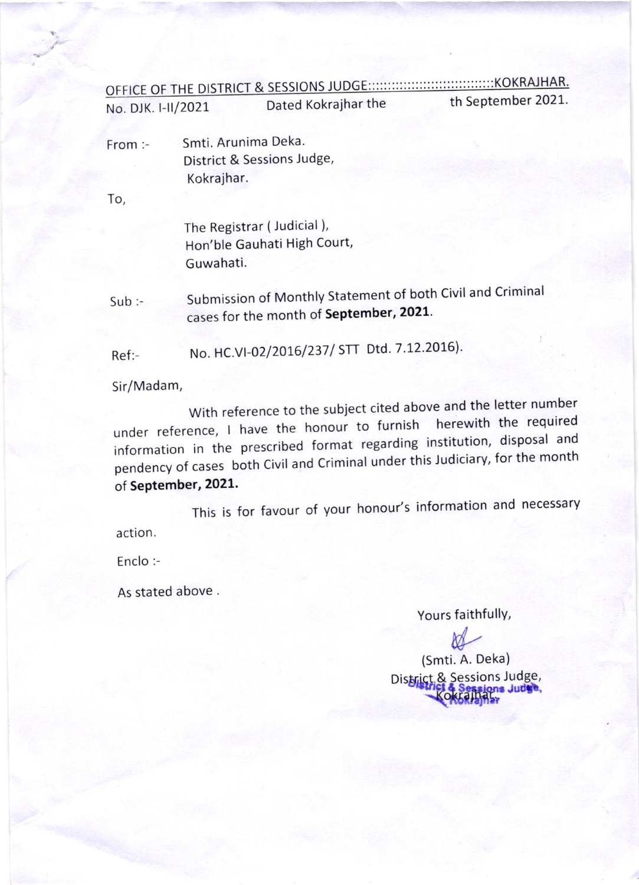OFFICE OF THE DISTRICT & SESSIONS JUDGE::::::::::::::::::::::::::::::KOKRAJHAR.

No. DJK. I-II/2021 Dated Kokrajhar the th September 2021.

From :- Smti. Arunima Deka.
District & Sessions Judge,
Kokrajhar.

To,

The Registrar ( Judicial ),
Hon'ble Gauhati High Court,
Guwahati.

Sub :- Submission of Monthly Statement of both Civil and Criminal cases for the month of **September, 2021**.

Ref:- No. HC.VI-02/2016/237/ STT Dtd. 7.12.2016).

Sir/Madam,

With reference to the subject cited above and the letter number under reference, I have the honour to furnish herewith the required information in the prescribed format regarding institution, disposal and pendency of cases both Civil and Criminal under this Judiciary, for the month of **September, 2021.**

This is for favour of your honour's information and necessary action.

Enclo :-

As stated above .

Yours faithfully,

(Smti. A. Deka)
District & Sessions Judge,
Kokrajhar.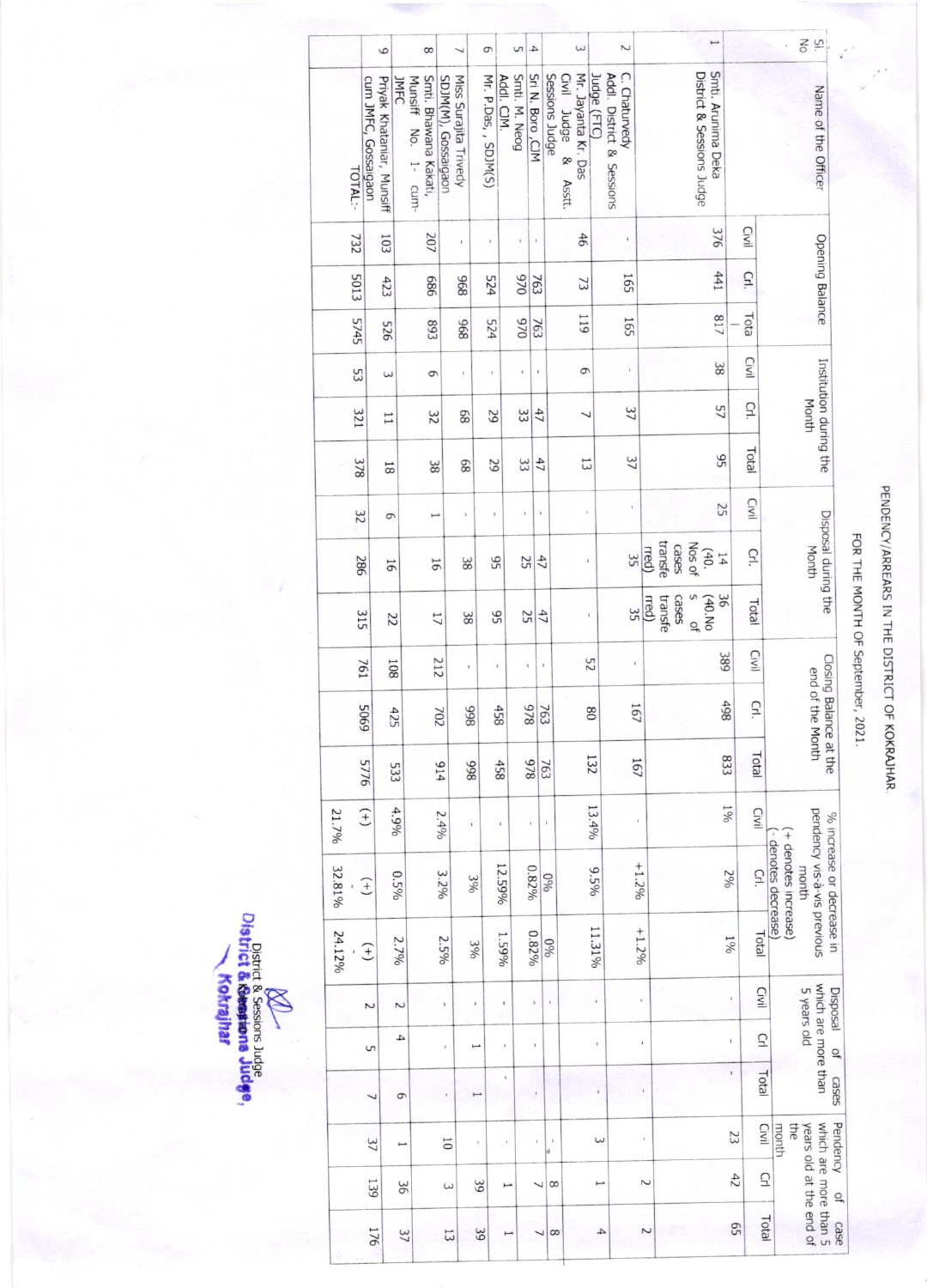# PENDENCY/ARREARS IN THE DISTRICT OF KOKRAJHAR.

## FOR THE MONTH OF September, 2021.

| Sl. No | Name of the Officer | Opening Balance | | | Institution during the Month | | | Disposal during the Month | | | Closing Balance at the end of the Month | | | % increase or decrease in pendency vis-à-vis previous month (+ denotes increase) (- denotes decrease) | | | Disposal of cases which are more than 5 years old | | | Pendency of case which are more than 5 years old at the end of the month | | |
|---|---|---|---|---|---|---|---|---|---|---|---|---|---|---|---|---|---|---|---|---|---|---|
| | | Civil | Crl. | Total | Civil | Crl. | Total | Civil | Crl. | Total | Civil | Crl. | Total | Civil | Crl. | Total | Civil | Crl | Total | Civil | Crl | Total |
| 1 | Smti. Arunima Deka District & Sessions Judge | 376 | 441 | 817 | 38 | 57 | 95 | 25 | 14 (40. Nos of cases transferred) | 36 (40.No s of cases transferred) | 389 | 498 | 833 | 1% | 2% | 1% | - | - | - | 23 | 42 | 65 |
| 2 | C. Chaturvedy Addl. District & Sessions Judge (FTC) | - | 165 | 165 | - | 37 | 37 | - | 35 | 35 | - | 167 | 167 | - | +1.2% | +1.2% | - | - | - | - | 2 | 2 |
| 3 | Mr. Jayanta Kr. Das Civil Judge & Asstt. Sessions Judge | 46 | 73 | 119 | 6 | 7 | 13 | - | - | - | 52 | 80 | 132 | 13.4% | 9.5% | 11.31% | - | - | - | 3 | 1 | 4 |
| 4 | Sri N. Boro ,CJM | - | 763 | 763 | - | 47 | 47 | - | 47 | 47 | - | 763 | 763 | - | 0% | 0% | - | - | - | - | 8 | 8 |
| 5 | Smti. M. Neog Addl. CJM. | - | 970 | 970 | - | 33 | 33 | - | 25 | 25 | - | 978 | 978 | - | 0.82% | 0.82% | - | - | - | - | 7 | 7 |
| 6 | Mr. P.Das, , SDJM(S) | - | 524 | 524 | - | 29 | 29 | - | 95 | 95 | - | 458 | 458 | - | 12.59% | 1.59% | - | - | - | - | 1 | 1 |
| 7 | Miss Surajita Trivedy SDJM(M), Gossaigaon | - | 968 | 968 | - | 68 | 68 | - | 38 | 38 | - | 998 | 998 | - | 3% | 3% | - | 1 | 1 | - | 39 | 39 |
| 8 | Smti. Bhawana Kakati, Munsiff No. 1- cum-JMFC | 207 | 686 | 893 | 6 | 32 | 38 | 1 | 16 | 17 | 212 | 702 | 914 | 2.4% | 3.2% | 2.5% | - | - | - | 10 | 3 | 13 |
| 9 | Priyak Khataniar, Munsiff cum JMFC, Gossaigaon | 103 | 423 | 526 | 3 | 11 | 18 | 6 | 16 | 22 | 108 | 425 | 533 | 4.9% | 0.5% | 2.7% | 2 | 4 | 6 | 1 | 36 | 37 |
| | TOTAL:- | 732 | 5013 | 5745 | 53 | 321 | 378 | 32 | 286 | 315 | 761 | 5069 | 5776 | (+) 21.7% | (+) 32.81% | (+) 24.12% | 2 | 5 | 7 | 37 | 139 | 176 |

District & Sessions Judge
District & Sessions Judge,
Kokrajhar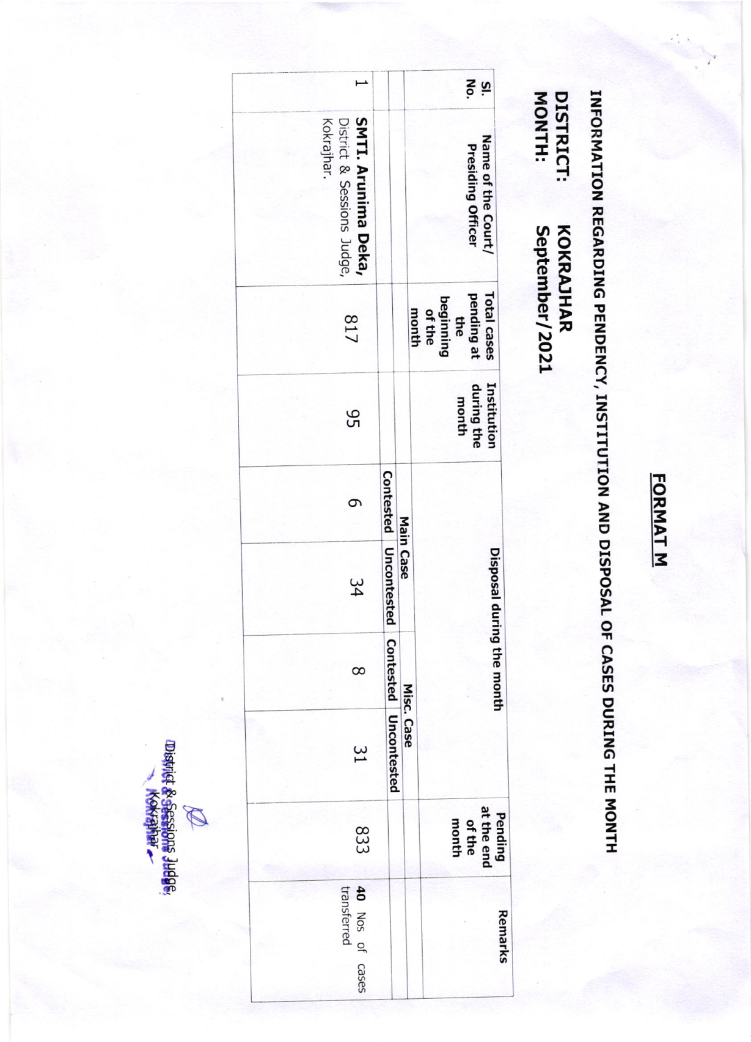# FORMAT M

## INFORMATION REGARDING PENDENCY, INSTITUTION AND DISPOSAL OF CASES DURING THE MONTH

**DISTRICT:** KOKRAJHAR
**MONTH:** September/2021

| Sl. No. | Name of the Court/ Presiding Officer | Total cases pending at the beginning of the month | Institution during the month | Disposal during the month | | | | Pending at the end of the month | Remarks |
|---|---|---|---|---|---|---|---|---|---|
| | | | | Main Case | | Misc. Case | | | |
| | | | | Contested | Uncontested | Contested | Uncontested | | |
| 1 | **SMTI. Arunima Deka,** District & Sessions Judge, Kokrajhar. | 817 | 95 | 6 | 34 | 8 | 31 | 833 | **40** Nos of cases transferred |

District & Sessions Judge,
Kokrajhar